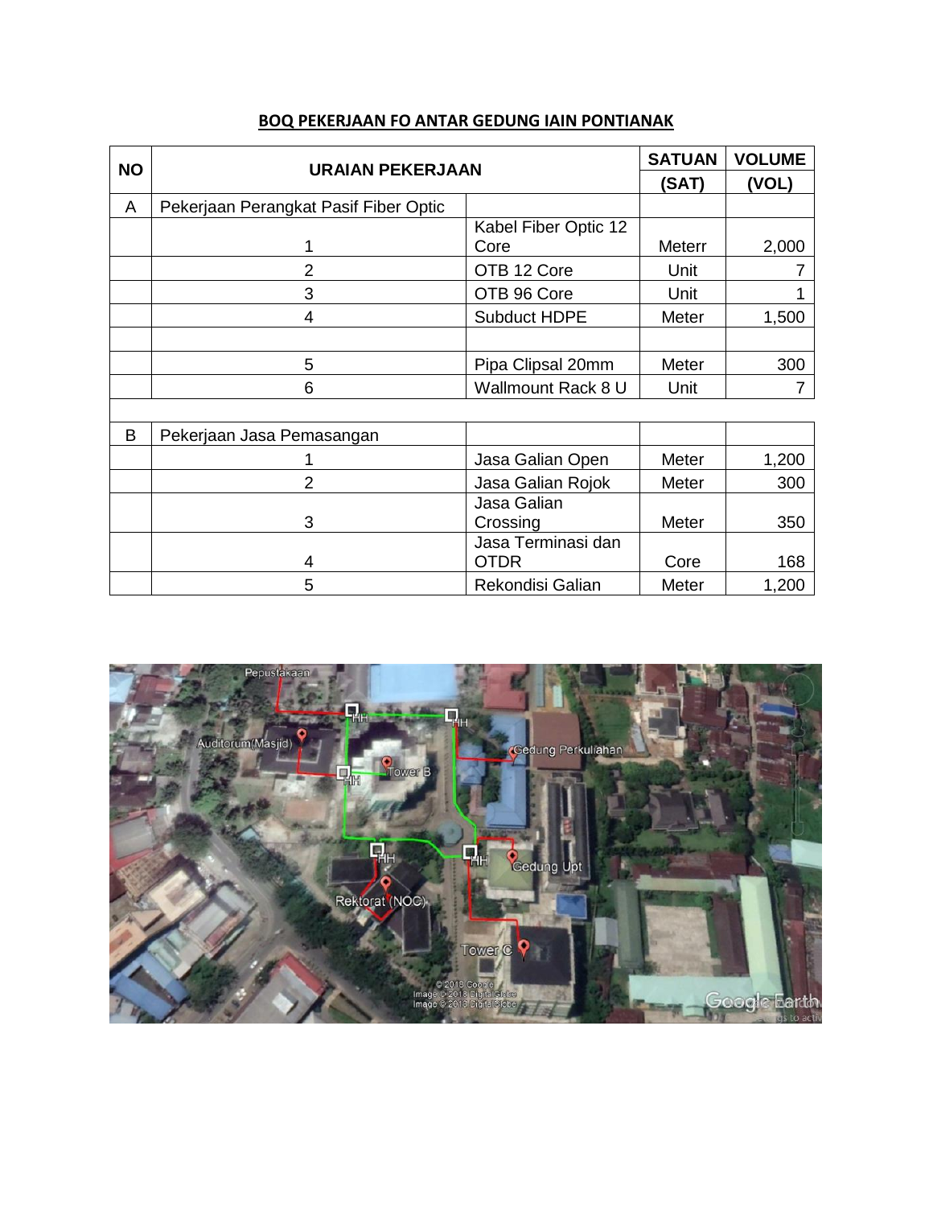## BOQ PEKERJAAN FO ANTAR GEDUNG IAIN PONTIANAK

| NO | URAIAN PEKERJAAN | | SATUAN (SAT) | VOLUME (VOL) |
|---|---|---|---|---|
| A | Pekerjaan Perangkat Pasif Fiber Optic | | | |
| | 1 | Kabel Fiber Optic 12 Core | Meterr | 2,000 |
| | 2 | OTB 12 Core | Unit | 7 |
| | 3 | OTB 96 Core | Unit | 1 |
| | 4 | Subduct HDPE | Meter | 1,500 |
| | | | | |
| | 5 | Pipa Clipsal 20mm | Meter | 300 |
| | 6 | Wallmount Rack 8 U | Unit | 7 |
| | | | | |
| B | Pekerjaan Jasa Pemasangan | | | |
| | 1 | Jasa Galian Open | Meter | 1,200 |
| | 2 | Jasa Galian Rojok | Meter | 300 |
| | 3 | Jasa Galian Crossing | Meter | 350 |
| | 4 | Jasa Terminasi dan OTDR | Core | 168 |
| | 5 | Rekondisi Galian | Meter | 1,200 |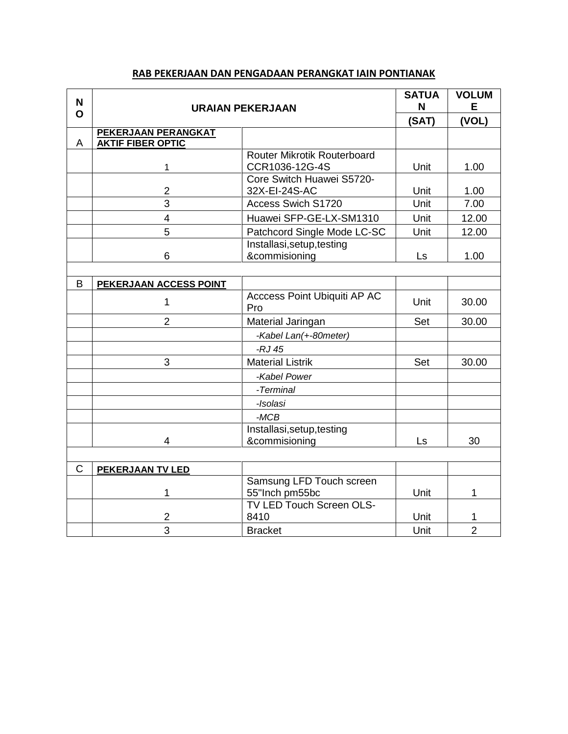**RAB PEKERJAAN DAN PENGADAAN PERANGKAT IAIN PONTIANAK**

| NO | URAIAN PEKERJAAN | | SATUAN | VOLUME |
|---|---|---|---|---|
| | | | (SAT) | (VOL) |
| A | **PEKERJAAN PERANGKAT AKTIF FIBER OPTIC** | | | |
| | 1 | Router Mikrotik Routerboard CCR1036-12G-4S | Unit | 1.00 |
| | 2 | Core Switch Huawei S5720-32X-EI-24S-AC | Unit | 1.00 |
| | 3 | Access Swich S1720 | Unit | 7.00 |
| | 4 | Huawei SFP-GE-LX-SM1310 | Unit | 12.00 |
| | 5 | Patchcord Single Mode LC-SC | Unit | 12.00 |
| | 6 | Installasi,setup,testing &commisioning | Ls | 1.00 |
| | | | | |
| B | **PEKERJAAN ACCESS POINT** | | | |
| | 1 | Acccess Point Ubiquiti AP AC Pro | Unit | 30.00 |
| | 2 | Material Jaringan | Set | 30.00 |
| | | *-Kabel Lan(+-80meter)* | | |
| | | *-RJ 45* | | |
| | 3 | Material Listrik | Set | 30.00 |
| | | *-Kabel Power* | | |
| | | *-Terminal* | | |
| | | *-Isolasi* | | |
| | | *-MCB* | | |
| | 4 | Installasi,setup,testing &commisioning | Ls | 30 |
| | | | | |
| C | **PEKERJAAN TV LED** | | | |
| | 1 | Samsung LFD Touch screen 55"Inch pm55bc | Unit | 1 |
| | 2 | TV LED Touch Screen OLS-8410 | Unit | 1 |
| | 3 | Bracket | Unit | 2 |